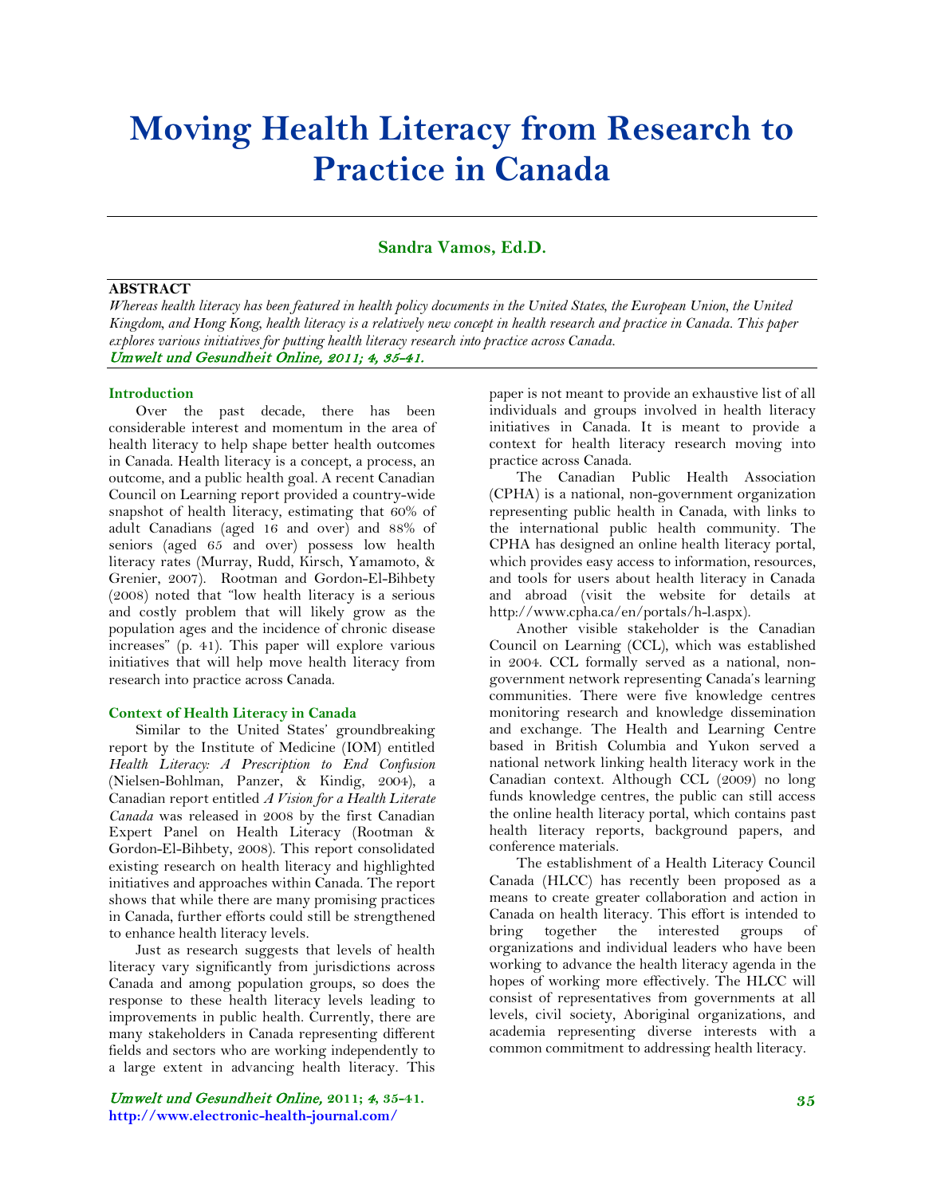# Moving Health Literacy from Research to Practice in Canada

**Sandra Vamos, Ed.D.**

**ABSTRACT**

*Whereas health literacy has been featured in health policy documents in the United States, the European Union, the United Kingdom, and Hong Kong, health literacy is a relatively new concept in health research and practice in Canada. This paper explores various initiatives for putting health literacy research into practice across Canada.*

*Umwelt und Gesundheit Online, 2011; 4, 35-41.*

## Introduction

Over the past decade, there has been considerable interest and momentum in the area of health literacy to help shape better health outcomes in Canada. Health literacy is a concept, a process, an outcome, and a public health goal. A recent Canadian Council on Learning report provided a country-wide snapshot of health literacy, estimating that 60% of adult Canadians (aged 16 and over) and 88% of seniors (aged 65 and over) possess low health literacy rates (Murray, Rudd, Kirsch, Yamamoto, & Grenier, 2007). Rootman and Gordon-El-Bihbety (2008) noted that "low health literacy is a serious and costly problem that will likely grow as the population ages and the incidence of chronic disease increases" (p. 41). This paper will explore various initiatives that will help move health literacy from research into practice across Canada.

## Context of Health Literacy in Canada

Similar to the United States' groundbreaking report by the Institute of Medicine (IOM) entitled *Health Literacy: A Prescription to End Confusion* (Nielsen-Bohlman, Panzer, & Kindig, 2004), a Canadian report entitled *A Vision for a Health Literate Canada* was released in 2008 by the first Canadian Expert Panel on Health Literacy (Rootman & Gordon-El-Bihbety, 2008). This report consolidated existing research on health literacy and highlighted initiatives and approaches within Canada. The report shows that while there are many promising practices in Canada, further efforts could still be strengthened to enhance health literacy levels.

Just as research suggests that levels of health literacy vary significantly from jurisdictions across Canada and among population groups, so does the response to these health literacy levels leading to improvements in public health. Currently, there are many stakeholders in Canada representing different fields and sectors who are working independently to a large extent in advancing health literacy. This paper is not meant to provide an exhaustive list of all individuals and groups involved in health literacy initiatives in Canada. It is meant to provide a context for health literacy research moving into practice across Canada.

The Canadian Public Health Association (CPHA) is a national, non-government organization representing public health in Canada, with links to the international public health community. The CPHA has designed an online health literacy portal, which provides easy access to information, resources, and tools for users about health literacy in Canada and abroad (visit the website for details at http://www.cpha.ca/en/portals/h-l.aspx).

Another visible stakeholder is the Canadian Council on Learning (CCL), which was established in 2004. CCL formally served as a national, non-government network representing Canada's learning communities. There were five knowledge centres monitoring research and knowledge dissemination and exchange. The Health and Learning Centre based in British Columbia and Yukon served a national network linking health literacy work in the Canadian context. Although CCL (2009) no long funds knowledge centres, the public can still access the online health literacy portal, which contains past health literacy reports, background papers, and conference materials.

The establishment of a Health Literacy Council Canada (HLCC) has recently been proposed as a means to create greater collaboration and action in Canada on health literacy. This effort is intended to bring together the interested groups of organizations and individual leaders who have been working to advance the health literacy agenda in the hopes of working more effectively. The HLCC will consist of representatives from governments at all levels, civil society, Aboriginal organizations, and academia representing diverse interests with a common commitment to addressing health literacy.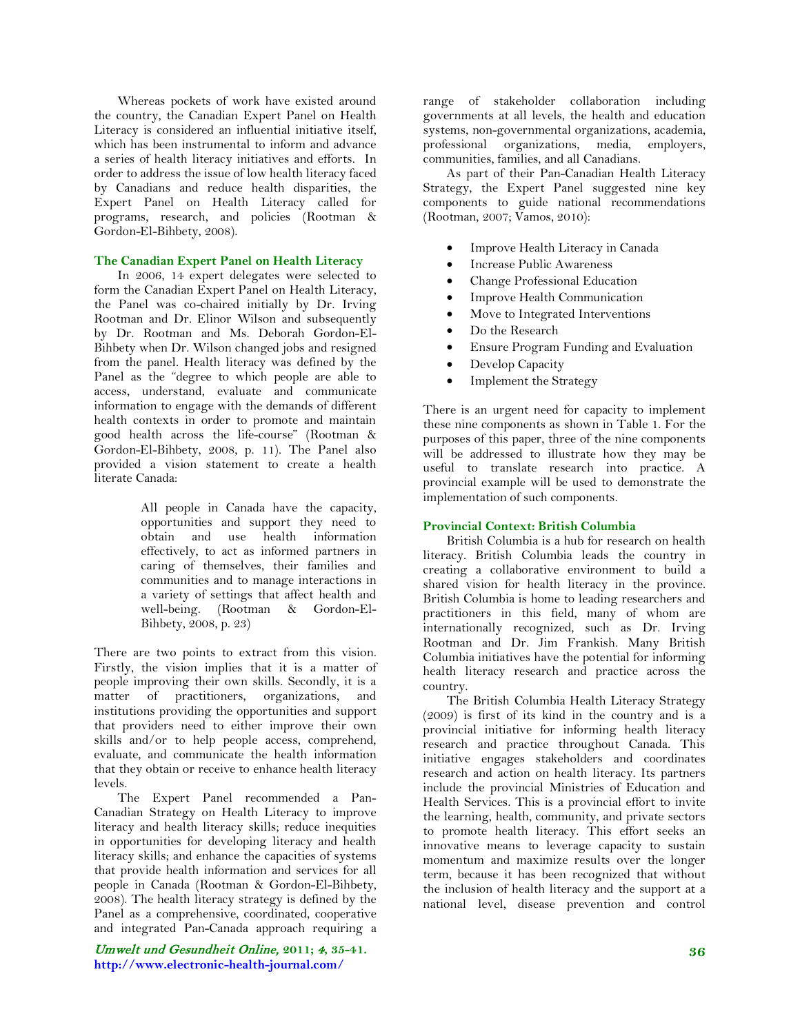Whereas pockets of work have existed around the country, the Canadian Expert Panel on Health Literacy is considered an influential initiative itself, which has been instrumental to inform and advance a series of health literacy initiatives and efforts. In order to address the issue of low health literacy faced by Canadians and reduce health disparities, the Expert Panel on Health Literacy called for programs, research, and policies (Rootman & Gordon-El-Bihbety, 2008).

### The Canadian Expert Panel on Health Literacy

In 2006, 14 expert delegates were selected to form the Canadian Expert Panel on Health Literacy, the Panel was co-chaired initially by Dr. Irving Rootman and Dr. Elinor Wilson and subsequently by Dr. Rootman and Ms. Deborah Gordon-El-Bihbety when Dr. Wilson changed jobs and resigned from the panel. Health literacy was defined by the Panel as the "degree to which people are able to access, understand, evaluate and communicate information to engage with the demands of different health contexts in order to promote and maintain good health across the life-course" (Rootman & Gordon-El-Bihbety, 2008, p. 11). The Panel also provided a vision statement to create a health literate Canada:

> All people in Canada have the capacity, opportunities and support they need to obtain and use health information effectively, to act as informed partners in caring of themselves, their families and communities and to manage interactions in a variety of settings that affect health and well-being. (Rootman & Gordon-El-Bihbety, 2008, p. 23)

There are two points to extract from this vision. Firstly, the vision implies that it is a matter of people improving their own skills. Secondly, it is a matter of practitioners, organizations, and institutions providing the opportunities and support that providers need to either improve their own skills and/or to help people access, comprehend, evaluate, and communicate the health information that they obtain or receive to enhance health literacy levels.

The Expert Panel recommended a Pan-Canadian Strategy on Health Literacy to improve literacy and health literacy skills; reduce inequities in opportunities for developing literacy and health literacy skills; and enhance the capacities of systems that provide health information and services for all people in Canada (Rootman & Gordon-El-Bihbety, 2008). The health literacy strategy is defined by the Panel as a comprehensive, coordinated, cooperative and integrated Pan-Canada approach requiring a range of stakeholder collaboration including governments at all levels, the health and education systems, non-governmental organizations, academia, professional organizations, media, employers, communities, families, and all Canadians.

As part of their Pan-Canadian Health Literacy Strategy, the Expert Panel suggested nine key components to guide national recommendations (Rootman, 2007; Vamos, 2010):

- Improve Health Literacy in Canada
- Increase Public Awareness
- Change Professional Education
- Improve Health Communication
- Move to Integrated Interventions
- Do the Research
- Ensure Program Funding and Evaluation
- Develop Capacity
- Implement the Strategy

There is an urgent need for capacity to implement these nine components as shown in Table 1. For the purposes of this paper, three of the nine components will be addressed to illustrate how they may be useful to translate research into practice. A provincial example will be used to demonstrate the implementation of such components.

### Provincial Context: British Columbia

British Columbia is a hub for research on health literacy. British Columbia leads the country in creating a collaborative environment to build a shared vision for health literacy in the province. British Columbia is home to leading researchers and practitioners in this field, many of whom are internationally recognized, such as Dr. Irving Rootman and Dr. Jim Frankish. Many British Columbia initiatives have the potential for informing health literacy research and practice across the country.

The British Columbia Health Literacy Strategy (2009) is first of its kind in the country and is a provincial initiative for informing health literacy research and practice throughout Canada. This initiative engages stakeholders and coordinates research and action on health literacy. Its partners include the provincial Ministries of Education and Health Services. This is a provincial effort to invite the learning, health, community, and private sectors to promote health literacy. This effort seeks an innovative means to leverage capacity to sustain momentum and maximize results over the longer term, because it has been recognized that without the inclusion of health literacy and the support at a national level, disease prevention and control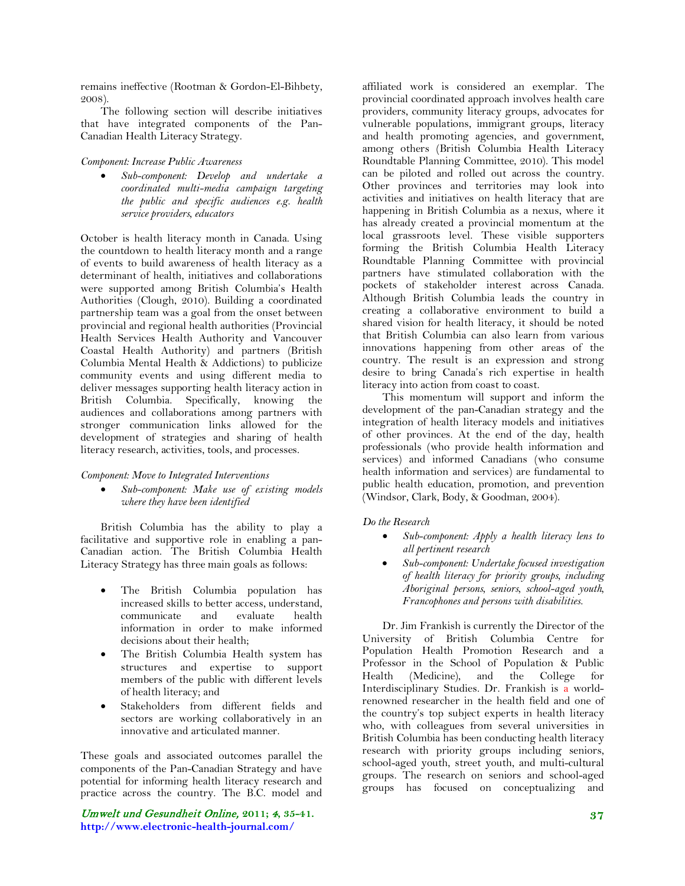remains ineffective (Rootman & Gordon-El-Bihbety, 2008).

The following section will describe initiatives that have integrated components of the Pan-Canadian Health Literacy Strategy.

*Component: Increase Public Awareness*

- *Sub-component: Develop and undertake a coordinated multi-media campaign targeting the public and specific audiences e.g. health service providers, educators*

October is health literacy month in Canada. Using the countdown to health literacy month and a range of events to build awareness of health literacy as a determinant of health, initiatives and collaborations were supported among British Columbia's Health Authorities (Clough, 2010). Building a coordinated partnership team was a goal from the onset between provincial and regional health authorities (Provincial Health Services Health Authority and Vancouver Coastal Health Authority) and partners (British Columbia Mental Health & Addictions) to publicize community events and using different media to deliver messages supporting health literacy action in British Columbia. Specifically, knowing the audiences and collaborations among partners with stronger communication links allowed for the development of strategies and sharing of health literacy research, activities, tools, and processes.

*Component: Move to Integrated Interventions*

- *Sub-component: Make use of existing models where they have been identified*

British Columbia has the ability to play a facilitative and supportive role in enabling a pan-Canadian action. The British Columbia Health Literacy Strategy has three main goals as follows:

- The British Columbia population has increased skills to better access, understand, communicate and evaluate health information in order to make informed decisions about their health;
- The British Columbia Health system has structures and expertise to support members of the public with different levels of health literacy; and
- Stakeholders from different fields and sectors are working collaboratively in an innovative and articulated manner.

These goals and associated outcomes parallel the components of the Pan-Canadian Strategy and have potential for informing health literacy research and practice across the country. The B.C. model and affiliated work is considered an exemplar. The provincial coordinated approach involves health care providers, community literacy groups, advocates for vulnerable populations, immigrant groups, literacy and health promoting agencies, and government, among others (British Columbia Health Literacy Roundtable Planning Committee, 2010). This model can be piloted and rolled out across the country. Other provinces and territories may look into activities and initiatives on health literacy that are happening in British Columbia as a nexus, where it has already created a provincial momentum at the local grassroots level. These visible supporters forming the British Columbia Health Literacy Roundtable Planning Committee with provincial partners have stimulated collaboration with the pockets of stakeholder interest across Canada. Although British Columbia leads the country in creating a collaborative environment to build a shared vision for health literacy, it should be noted that British Columbia can also learn from various innovations happening from other areas of the country. The result is an expression and strong desire to bring Canada's rich expertise in health literacy into action from coast to coast.

This momentum will support and inform the development of the pan-Canadian strategy and the integration of health literacy models and initiatives of other provinces. At the end of the day, health professionals (who provide health information and services) and informed Canadians (who consume health information and services) are fundamental to public health education, promotion, and prevention (Windsor, Clark, Body, & Goodman, 2004).

*Do the Research*

- *Sub-component: Apply a health literacy lens to all pertinent research*
- *Sub-component: Undertake focused investigation of health literacy for priority groups, including Aboriginal persons, seniors, school-aged youth, Francophones and persons with disabilities.*

Dr. Jim Frankish is currently the Director of the University of British Columbia Centre for Population Health Promotion Research and a Professor in the School of Population & Public Health (Medicine), and the College for Interdisciplinary Studies. Dr. Frankish is a world-renowned researcher in the health field and one of the country's top subject experts in health literacy who, with colleagues from several universities in British Columbia has been conducting health literacy research with priority groups including seniors, school-aged youth, street youth, and multi-cultural groups. The research on seniors and school-aged groups has focused on conceptualizing and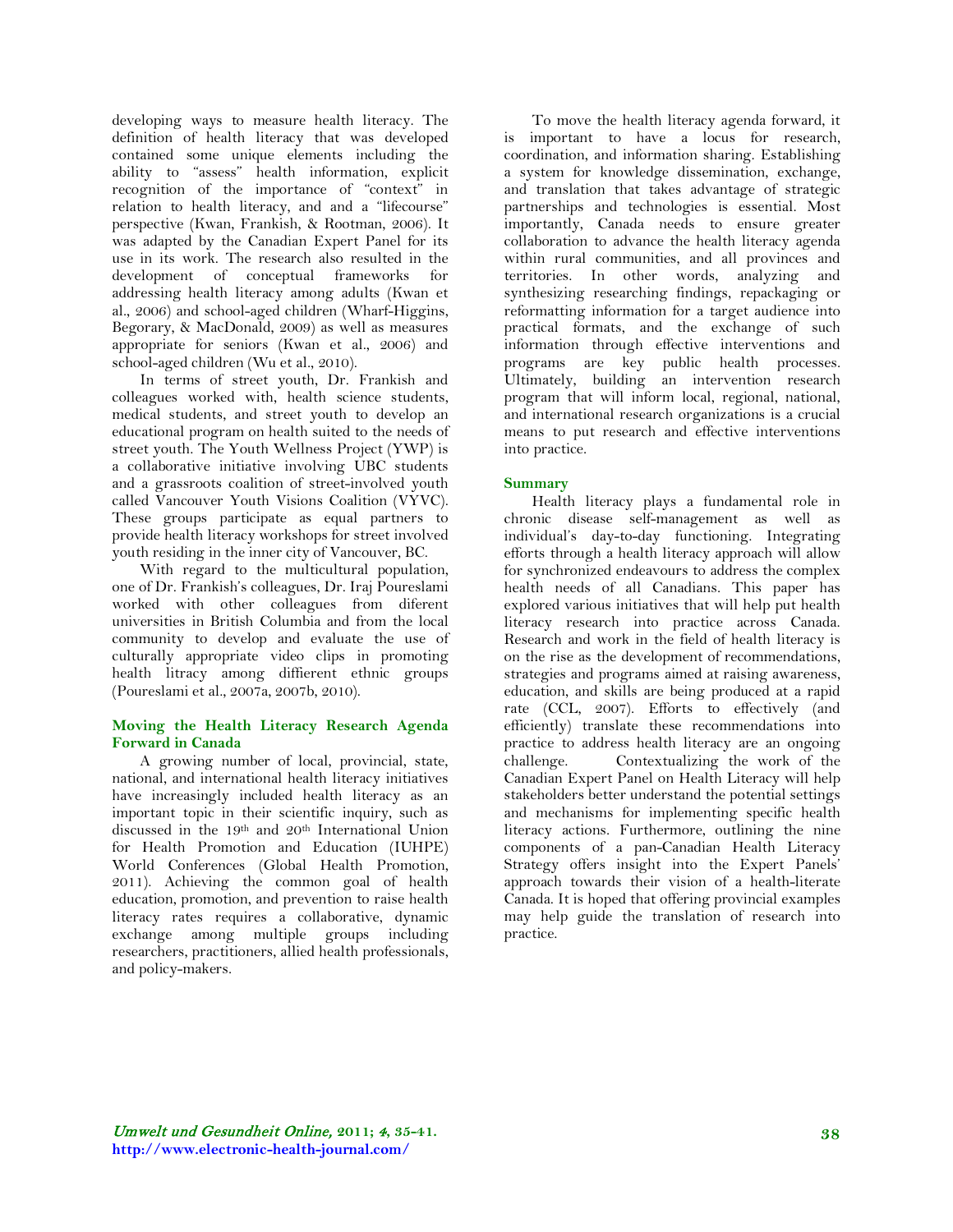developing ways to measure health literacy. The definition of health literacy that was developed contained some unique elements including the ability to "assess" health information, explicit recognition of the importance of "context" in relation to health literacy, and and a "lifecourse" perspective (Kwan, Frankish, & Rootman, 2006). It was adapted by the Canadian Expert Panel for its use in its work. The research also resulted in the development of conceptual frameworks for addressing health literacy among adults (Kwan et al., 2006) and school-aged children (Wharf-Higgins, Begorary, & MacDonald, 2009) as well as measures appropriate for seniors (Kwan et al., 2006) and school-aged children (Wu et al., 2010).

In terms of street youth, Dr. Frankish and colleagues worked with, health science students, medical students, and street youth to develop an educational program on health suited to the needs of street youth. The Youth Wellness Project (YWP) is a collaborative initiative involving UBC students and a grassroots coalition of street-involved youth called Vancouver Youth Visions Coalition (VYVC). These groups participate as equal partners to provide health literacy workshops for street involved youth residing in the inner city of Vancouver, BC.

With regard to the multicultural population, one of Dr. Frankish's colleagues, Dr. Iraj Poureslami worked with other colleagues from diferent universities in British Columbia and from the local community to develop and evaluate the use of culturally appropriate video clips in promoting health litracy among diffierent ethnic groups (Poureslami et al., 2007a, 2007b, 2010).

## Moving the Health Literacy Research Agenda Forward in Canada

A growing number of local, provincial, state, national, and international health literacy initiatives have increasingly included health literacy as an important topic in their scientific inquiry, such as discussed in the 19th and 20th International Union for Health Promotion and Education (IUHPE) World Conferences (Global Health Promotion, 2011). Achieving the common goal of health education, promotion, and prevention to raise health literacy rates requires a collaborative, dynamic exchange among multiple groups including researchers, practitioners, allied health professionals, and policy-makers.

To move the health literacy agenda forward, it is important to have a locus for research, coordination, and information sharing. Establishing a system for knowledge dissemination, exchange, and translation that takes advantage of strategic partnerships and technologies is essential. Most importantly, Canada needs to ensure greater collaboration to advance the health literacy agenda within rural communities, and all provinces and territories. In other words, analyzing and synthesizing researching findings, repackaging or reformatting information for a target audience into practical formats, and the exchange of such information through effective interventions and programs are key public health processes. Ultimately, building an intervention research program that will inform local, regional, national, and international research organizations is a crucial means to put research and effective interventions into practice.

## Summary

Health literacy plays a fundamental role in chronic disease self-management as well as individual's day-to-day functioning. Integrating efforts through a health literacy approach will allow for synchronized endeavours to address the complex health needs of all Canadians. This paper has explored various initiatives that will help put health literacy research into practice across Canada. Research and work in the field of health literacy is on the rise as the development of recommendations, strategies and programs aimed at raising awareness, education, and skills are being produced at a rapid rate (CCL, 2007). Efforts to effectively (and efficiently) translate these recommendations into practice to address health literacy are an ongoing challenge. Contextualizing the work of the Canadian Expert Panel on Health Literacy will help stakeholders better understand the potential settings and mechanisms for implementing specific health literacy actions. Furthermore, outlining the nine components of a pan-Canadian Health Literacy Strategy offers insight into the Expert Panels' approach towards their vision of a health-literate Canada. It is hoped that offering provincial examples may help guide the translation of research into practice.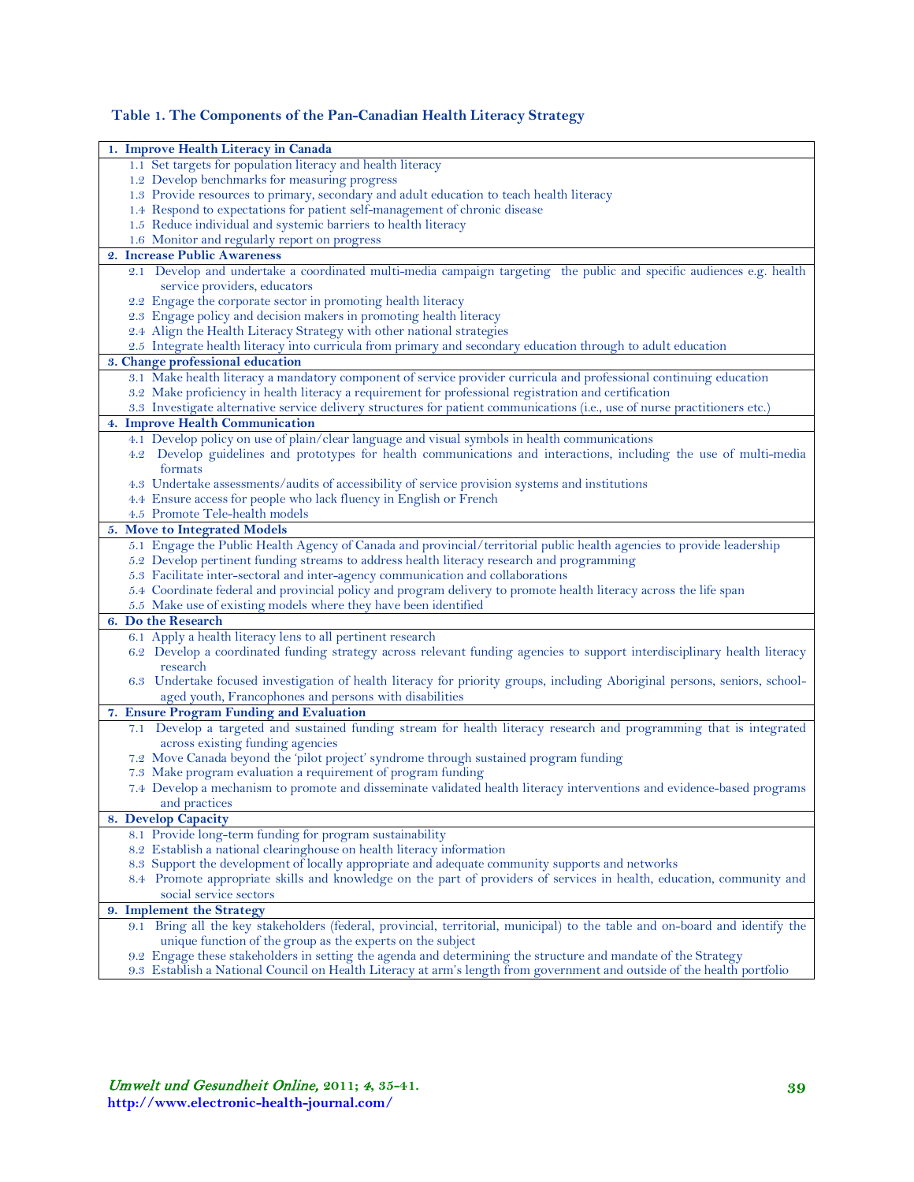**Table 1. The Components of the Pan-Canadian Health Literacy Strategy**

| **1. Improve Health Literacy in Canada** |
|---|
| 1.1 Set targets for population literacy and health literacy |
| 1.2 Develop benchmarks for measuring progress |
| 1.3 Provide resources to primary, secondary and adult education to teach health literacy |
| 1.4 Respond to expectations for patient self-management of chronic disease |
| 1.5 Reduce individual and systemic barriers to health literacy |
| 1.6 Monitor and regularly report on progress |
| **2. Increase Public Awareness** |
| 2.1 Develop and undertake a coordinated multi-media campaign targeting the public and specific audiences e.g. health service providers, educators |
| 2.2 Engage the corporate sector in promoting health literacy |
| 2.3 Engage policy and decision makers in promoting health literacy |
| 2.4 Align the Health Literacy Strategy with other national strategies |
| 2.5 Integrate health literacy into curricula from primary and secondary education through to adult education |
| **3. Change professional education** |
| 3.1 Make health literacy a mandatory component of service provider curricula and professional continuing education |
| 3.2 Make proficiency in health literacy a requirement for professional registration and certification |
| 3.3 Investigate alternative service delivery structures for patient communications (i.e., use of nurse practitioners etc.) |
| **4. Improve Health Communication** |
| 4.1 Develop policy on use of plain/clear language and visual symbols in health communications |
| 4.2 Develop guidelines and prototypes for health communications and interactions, including the use of multi-media formats |
| 4.3 Undertake assessments/audits of accessibility of service provision systems and institutions |
| 4.4 Ensure access for people who lack fluency in English or French |
| 4.5 Promote Tele-health models |
| **5. Move to Integrated Models** |
| 5.1 Engage the Public Health Agency of Canada and provincial/territorial public health agencies to provide leadership |
| 5.2 Develop pertinent funding streams to address health literacy research and programming |
| 5.3 Facilitate inter-sectoral and inter-agency communication and collaborations |
| 5.4 Coordinate federal and provincial policy and program delivery to promote health literacy across the life span |
| 5.5 Make use of existing models where they have been identified |
| **6. Do the Research** |
| 6.1 Apply a health literacy lens to all pertinent research |
| 6.2 Develop a coordinated funding strategy across relevant funding agencies to support interdisciplinary health literacy research |
| 6.3 Undertake focused investigation of health literacy for priority groups, including Aboriginal persons, seniors, school-aged youth, Francophones and persons with disabilities |
| **7. Ensure Program Funding and Evaluation** |
| 7.1 Develop a targeted and sustained funding stream for health literacy research and programming that is integrated across existing funding agencies |
| 7.2 Move Canada beyond the 'pilot project' syndrome through sustained program funding |
| 7.3 Make program evaluation a requirement of program funding |
| 7.4 Develop a mechanism to promote and disseminate validated health literacy interventions and evidence-based programs and practices |
| **8. Develop Capacity** |
| 8.1 Provide long-term funding for program sustainability |
| 8.2 Establish a national clearinghouse on health literacy information |
| 8.3 Support the development of locally appropriate and adequate community supports and networks |
| 8.4 Promote appropriate skills and knowledge on the part of providers of services in health, education, community and social service sectors |
| **9. Implement the Strategy** |
| 9.1 Bring all the key stakeholders (federal, provincial, territorial, municipal) to the table and on-board and identify the unique function of the group as the experts on the subject |
| 9.2 Engage these stakeholders in setting the agenda and determining the structure and mandate of the Strategy |
| 9.3 Establish a National Council on Health Literacy at arm's length from government and outside of the health portfolio |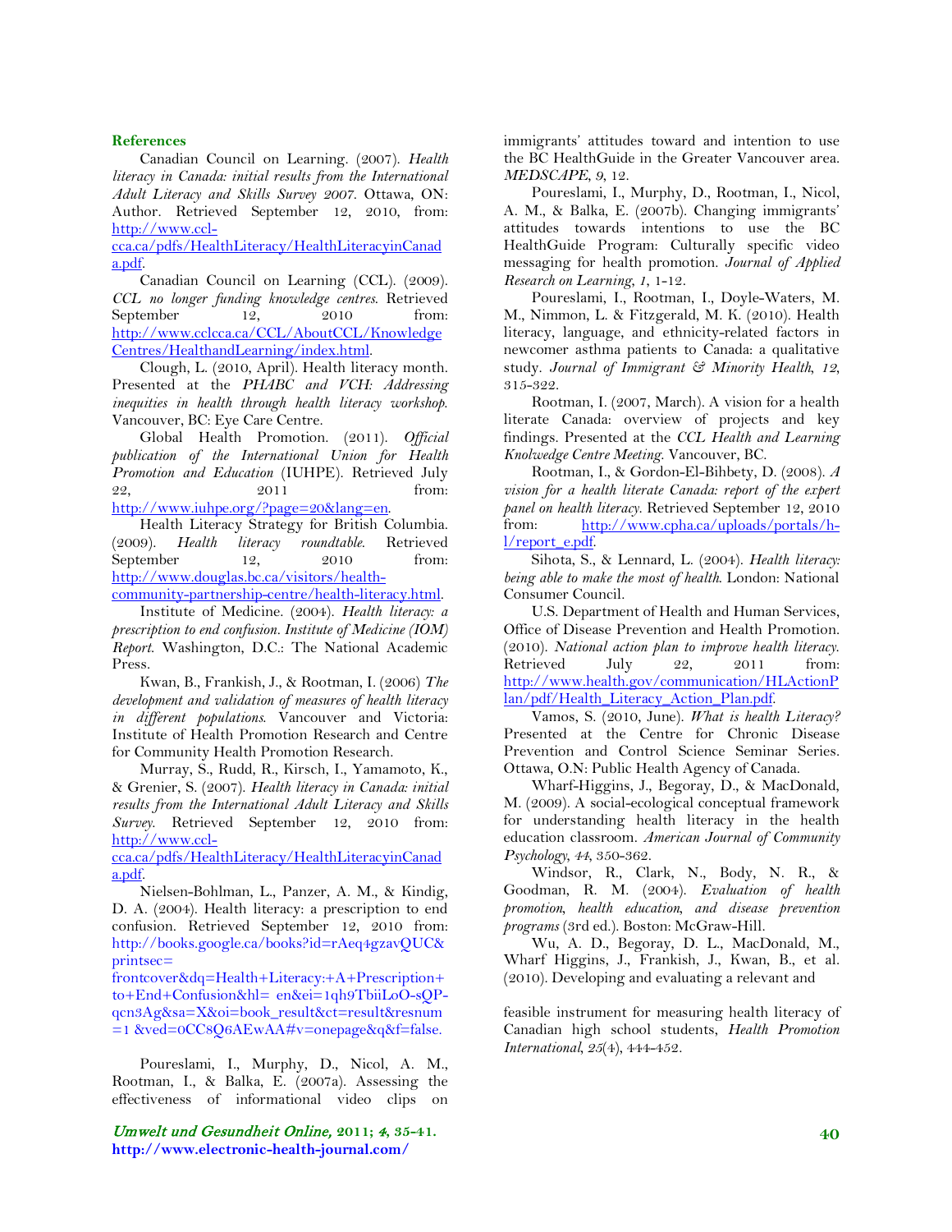## References

Canadian Council on Learning. (2007). *Health literacy in Canada: initial results from the International Adult Literacy and Skills Survey 2007*. Ottawa, ON: Author. Retrieved September 12, 2010, from: http://www.ccl-cca.ca/pdfs/HealthLiteracy/HealthLiteracyinCanada.pdf.

Canadian Council on Learning (CCL). (2009). *CCL no longer funding knowledge centres*. Retrieved September 12, 2010 from: http://www.cclcca.ca/CCL/AboutCCL/KnowledgeCentres/HealthandLearning/index.html.

Clough, L. (2010, April). Health literacy month. Presented at the *PHABC and VCH: Addressing inequities in health through health literacy workshop*. Vancouver, BC: Eye Care Centre.

Global Health Promotion. (2011). *Official publication of the International Union for Health Promotion and Education* (IUHPE). Retrieved July 22, 2011 from: http://www.iuhpe.org/?page=20&lang=en.

Health Literacy Strategy for British Columbia. (2009). *Health literacy roundtable*. Retrieved September 12, 2010 from: http://www.douglas.bc.ca/visitors/health-community-partnership-centre/health-literacy.html.

Institute of Medicine. (2004). *Health literacy: a prescription to end confusion. Institute of Medicine (IOM) Report*. Washington, D.C.: The National Academic Press.

Kwan, B., Frankish, J., & Rootman, I. (2006) *The development and validation of measures of health literacy in different populations*. Vancouver and Victoria: Institute of Health Promotion Research and Centre for Community Health Promotion Research.

Murray, S., Rudd, R., Kirsch, I., Yamamoto, K., & Grenier, S. (2007). *Health literacy in Canada: initial results from the International Adult Literacy and Skills Survey*. Retrieved September 12, 2010 from: http://www.ccl-cca.ca/pdfs/HealthLiteracy/HealthLiteracyinCanada.pdf.

Nielsen-Bohlman, L., Panzer, A. M., & Kindig, D. A. (2004). Health literacy: a prescription to end confusion. Retrieved September 12, 2010 from: http://books.google.ca/books?id=rAeq4gzavQUC&printsec= frontcover&dq=Health+Literacy:+A+Prescription+to+End+Confusion&hl= en&ei=1qh9TbiiLoO-sQP-qcn3Ag&sa=X&oi=book_result&ct=result&resnum=1 &ved=0CC8Q6AEwAA#v=onepage&q&f=false.

Poureslami, I., Murphy, D., Nicol, A. M., Rootman, I., & Balka, E. (2007a). Assessing the effectiveness of informational video clips on immigrants' attitudes toward and intention to use the BC HealthGuide in the Greater Vancouver area. *MEDSCAPE*, *9*, 12.

Poureslami, I., Murphy, D., Rootman, I., Nicol, A. M., & Balka, E. (2007b). Changing immigrants' attitudes towards intentions to use the BC HealthGuide Program: Culturally specific video messaging for health promotion. *Journal of Applied Research on Learning*, *1*, 1-12.

Poureslami, I., Rootman, I., Doyle-Waters, M. M., Nimmon, L. & Fitzgerald, M. K. (2010). Health literacy, language, and ethnicity-related factors in newcomer asthma patients to Canada: a qualitative study. *Journal of Immigrant & Minority Health*, *12*, 315-322.

Rootman, I. (2007, March). A vision for a health literate Canada: overview of projects and key findings. Presented at the *CCL Health and Learning Knolwedge Centre Meeting*. Vancouver, BC.

Rootman, I., & Gordon-El-Bihbety, D. (2008). *A vision for a health literate Canada: report of the expert panel on health literacy*. Retrieved September 12, 2010 from: http://www.cpha.ca/uploads/portals/h-l/report_e.pdf.

Sihota, S., & Lennard, L. (2004). *Health literacy: being able to make the most of health*. London: National Consumer Council.

U.S. Department of Health and Human Services, Office of Disease Prevention and Health Promotion. (2010). *National action plan to improve health literacy*. Retrieved July 22, 2011 from: http://www.health.gov/communication/HLActionPlan/pdf/Health_Literacy_Action_Plan.pdf.

Vamos, S. (2010, June). *What is health Literacy?* Presented at the Centre for Chronic Disease Prevention and Control Science Seminar Series. Ottawa, O.N: Public Health Agency of Canada.

Wharf-Higgins, J., Begoray, D., & MacDonald, M. (2009). A social-ecological conceptual framework for understanding health literacy in the health education classroom. *American Journal of Community Psychology*, *44*, 350-362.

Windsor, R., Clark, N., Body, N. R., & Goodman, R. M. (2004). *Evaluation of health promotion, health education, and disease prevention programs* (3rd ed.). Boston: McGraw-Hill.

Wu, A. D., Begoray, D. L., MacDonald, M., Wharf Higgins, J., Frankish, J., Kwan, B., et al. (2010). Developing and evaluating a relevant and feasible instrument for measuring health literacy of Canadian high school students, *Health Promotion International*, *25*(4), 444-452.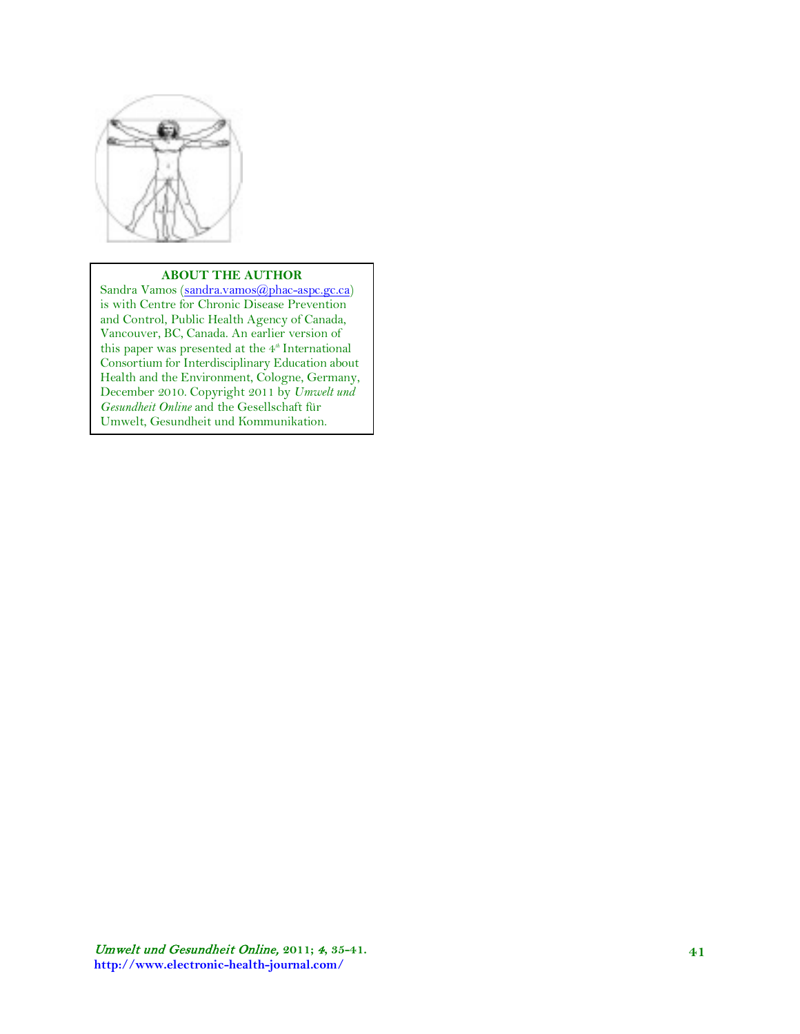**ABOUT THE AUTHOR**

Sandra Vamos (sandra.vamos@phac-aspc.gc.ca) is with Centre for Chronic Disease Prevention and Control, Public Health Agency of Canada, Vancouver, BC, Canada. An earlier version of this paper was presented at the 4th International Consortium for Interdisciplinary Education about Health and the Environment, Cologne, Germany, December 2010. Copyright 2011 by *Umwelt und Gesundheit Online* and the Gesellschaft für Umwelt, Gesundheit und Kommunikation.